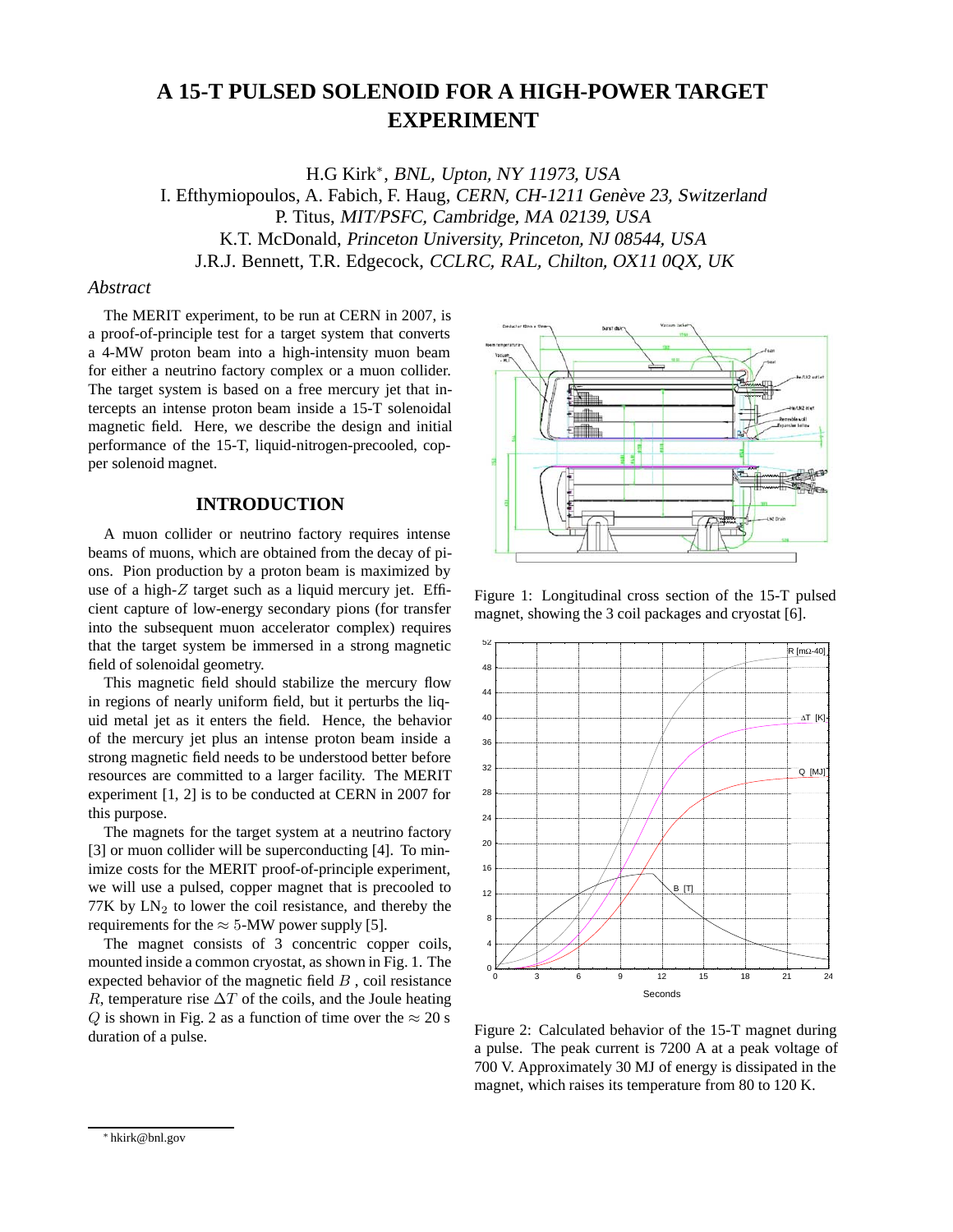# A 15-T PULSED SOLENOID FOR A HIGH-POWER TARGET EXPERIMENT

H.G Kirk*, *BNL, Upton, NY 11973, USA*
I. Efthymiopoulos, A. Fabich, F. Haug, *CERN, CH-1211 Genève 23, Switzerland*
P. Titus, *MIT/PSFC, Cambridge, MA 02139, USA*
K.T. McDonald, *Princeton University, Princeton, NJ 08544, USA*
J.R.J. Bennett, T.R. Edgecock, *CCLRC, RAL, Chilton, OX11 0QX, UK*

## *Abstract*

The MERIT experiment, to be run at CERN in 2007, is a proof-of-principle test for a target system that converts a 4-MW proton beam into a high-intensity muon beam for either a neutrino factory complex or a muon collider. The target system is based on a free mercury jet that intercepts an intense proton beam inside a 15-T solenoidal magnetic field. Here, we describe the design and initial performance of the 15-T, liquid-nitrogen-precooled, copper solenoid magnet.

## INTRODUCTION

A muon collider or neutrino factory requires intense beams of muons, which are obtained from the decay of pions. Pion production by a proton beam is maximized by use of a high-$Z$ target such as a liquid mercury jet. Efficient capture of low-energy secondary pions (for transfer into the subsequent muon accelerator complex) requires that the target system be immersed in a strong magnetic field of solenoidal geometry.

This magnetic field should stabilize the mercury flow in regions of nearly uniform field, but it perturbs the liquid metal jet as it enters the field. Hence, the behavior of the mercury jet plus an intense proton beam inside a strong magnetic field needs to be understood better before resources are committed to a larger facility. The MERIT experiment [1, 2] is to be conducted at CERN in 2007 for this purpose.

The magnets for the target system at a neutrino factory [3] or muon collider will be superconducting [4]. To minimize costs for the MERIT proof-of-principle experiment, we will use a pulsed, copper magnet that is precooled to 77K by $LN_2$ to lower the coil resistance, and thereby the requirements for the $\approx 5$-MW power supply [5].

The magnet consists of 3 concentric copper coils, mounted inside a common cryostat, as shown in Fig. 1. The expected behavior of the magnetic field $B$ , coil resistance $R$, temperature rise $\Delta T$ of the coils, and the Joule heating $Q$ is shown in Fig. 2 as a function of time over the $\approx 20$ s duration of a pulse.

Figure 1: Longitudinal cross section of the 15-T pulsed magnet, showing the 3 coil packages and cryostat [6].

R [mΩ-40]
ΔT [K]
Q [MJ]
B [T]
0 4 8 12 16 20 24 28 32 36 40 44 48 52
0 3 6 9 12 15 18 21 24
Seconds

Figure 2: Calculated behavior of the 15-T magnet during a pulse. The peak current is 7200 A at a peak voltage of 700 V. Approximately 30 MJ of energy is dissipated in the magnet, which raises its temperature from 80 to 120 K.

* hkirk@bnl.gov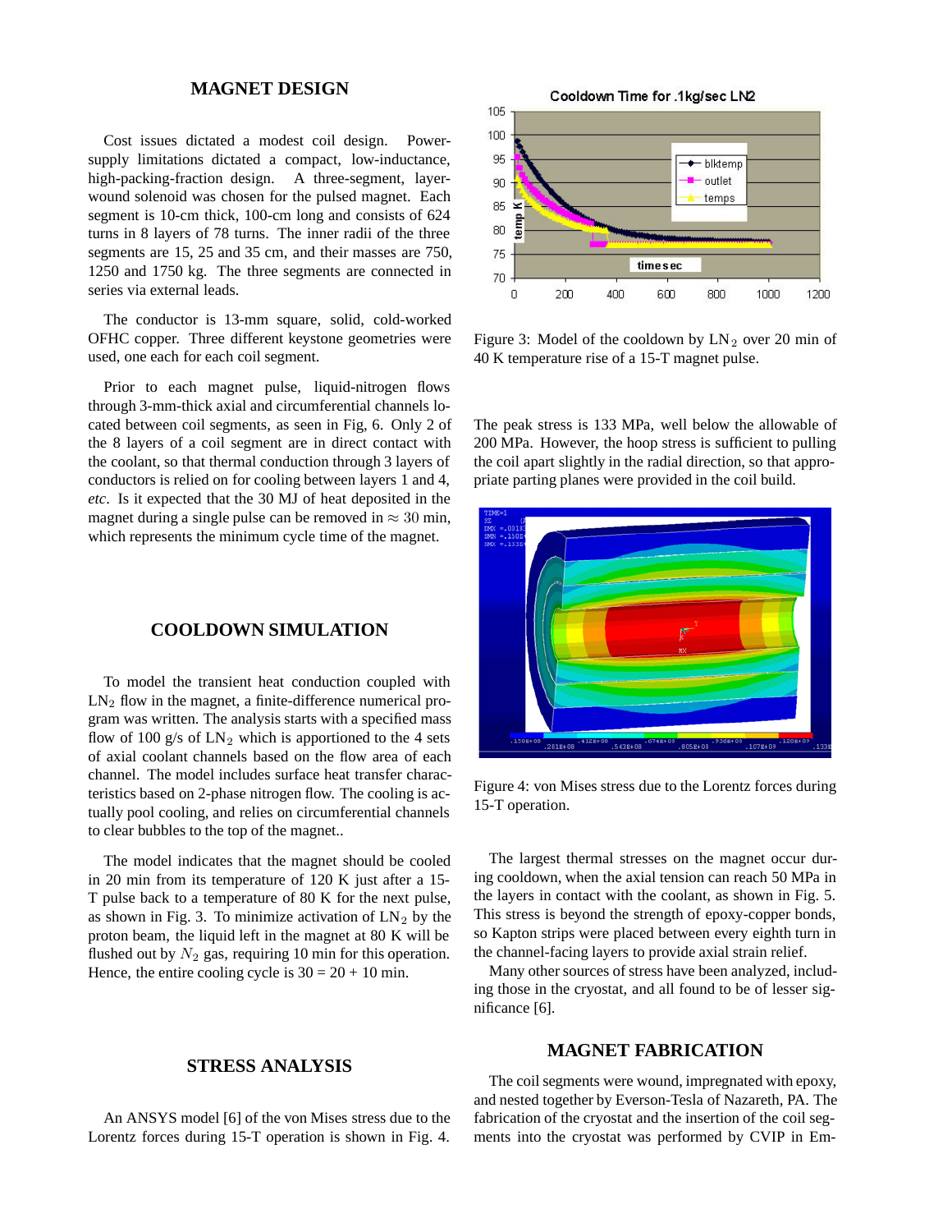## MAGNET DESIGN

Cost issues dictated a modest coil design. Power-supply limitations dictated a compact, low-inductance, high-packing-fraction design. A three-segment, layer-wound solenoid was chosen for the pulsed magnet. Each segment is 10-cm thick, 100-cm long and consists of 624 turns in 8 layers of 78 turns. The inner radii of the three segments are 15, 25 and 35 cm, and their masses are 750, 1250 and 1750 kg. The three segments are connected in series via external leads.

The conductor is 13-mm square, solid, cold-worked OFHC copper. Three different keystone geometries were used, one each for each coil segment.

Prior to each magnet pulse, liquid-nitrogen flows through 3-mm-thick axial and circumferential channels located between coil segments, as seen in Fig, 6. Only 2 of the 8 layers of a coil segment are in direct contact with the coolant, so that thermal conduction through 3 layers of conductors is relied on for cooling between layers 1 and 4, *etc*. Is it expected that the 30 MJ of heat deposited in the magnet during a single pulse can be removed in $\approx 30$ min, which represents the minimum cycle time of the magnet.

## COOLDOWN SIMULATION

To model the transient heat conduction coupled with $LN_2$ flow in the magnet, a finite-difference numerical program was written. The analysis starts with a specified mass flow of 100 g/s of $LN_2$ which is apportioned to the 4 sets of axial coolant channels based on the flow area of each channel. The model includes surface heat transfer characteristics based on 2-phase nitrogen flow. The cooling is actually pool cooling, and relies on circumferential channels to clear bubbles to the top of the magnet..

The model indicates that the magnet should be cooled in 20 min from its temperature of 120 K just after a 15-T pulse back to a temperature of 80 K for the next pulse, as shown in Fig. 3. To minimize activation of $LN_2$ by the proton beam, the liquid left in the magnet at 80 K will be flushed out by $N_2$ gas, requiring 10 min for this operation. Hence, the entire cooling cycle is 30 = 20 + 10 min.

## STRESS ANALYSIS

An ANSYS model [6] of the von Mises stress due to the Lorentz forces during 15-T operation is shown in Fig. 4.

Cooldown Time for .1kg/sec LN2

105
100
95
90
85
80
75
70

temp K

0 200 400 600 800 1000 1200

time sec

blktemp
outlet
temps

Figure 3: Model of the cooldown by $LN_2$ over 20 min of 40 K temperature rise of a 15-T magnet pulse.

The peak stress is 133 MPa, well below the allowable of 200 MPa. However, the hoop stress is sufficient to pulling the coil apart slightly in the radial direction, so that appropriate parting planes were provided in the coil build.

Figure 4: von Mises stress due to the Lorentz forces during 15-T operation.

The largest thermal stresses on the magnet occur during cooldown, when the axial tension can reach 50 MPa in the layers in contact with the coolant, as shown in Fig. 5. This stress is beyond the strength of epoxy-copper bonds, so Kapton strips were placed between every eighth turn in the channel-facing layers to provide axial strain relief.

Many other sources of stress have been analyzed, including those in the cryostat, and all found to be of lesser significance [6].

## MAGNET FABRICATION

The coil segments were wound, impregnated with epoxy, and nested together by Everson-Tesla of Nazareth, PA. The fabrication of the cryostat and the insertion of the coil segments into the cryostat was performed by CVIP in Em-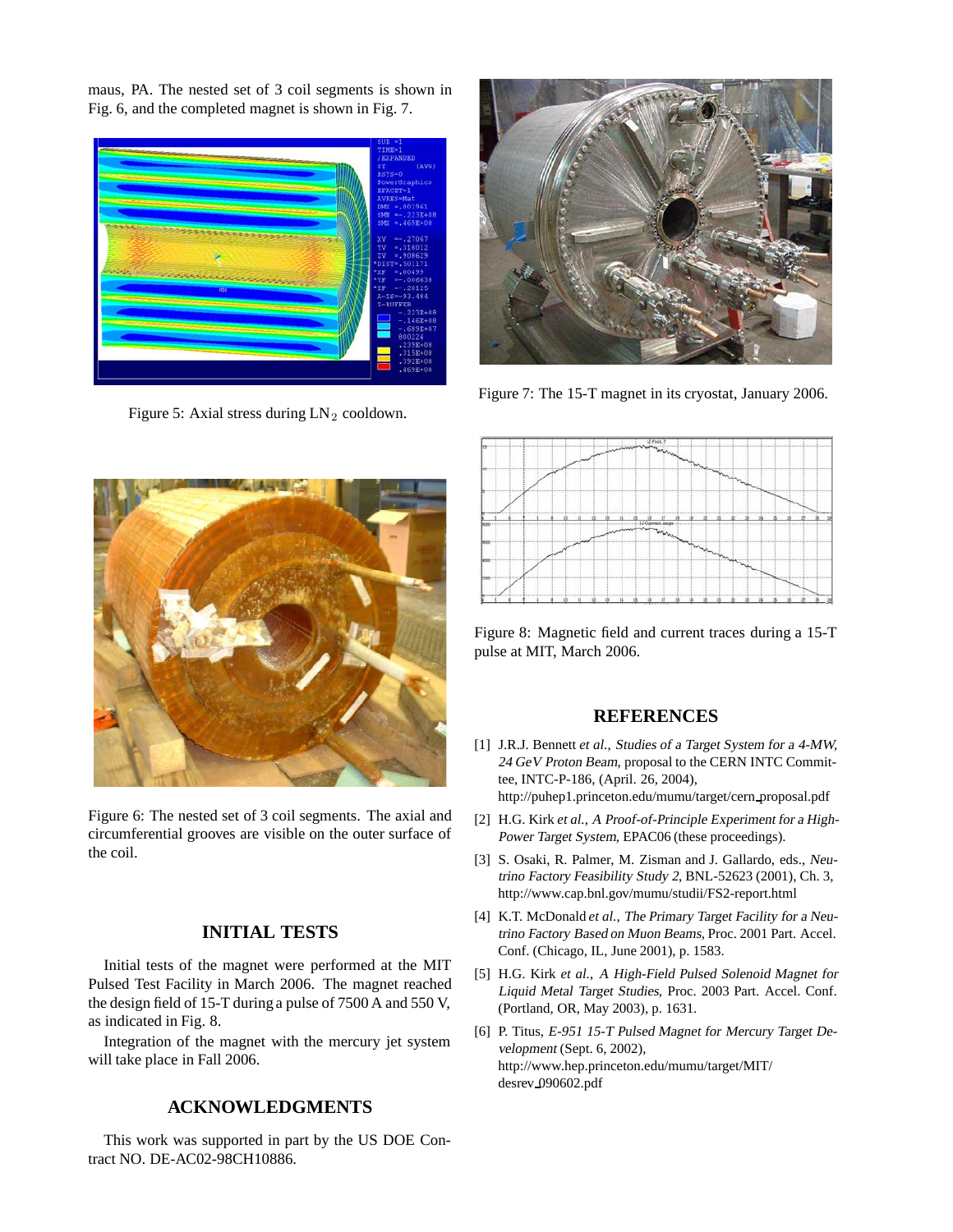maus, PA. The nested set of 3 coil segments is shown in Fig. 6, and the completed magnet is shown in Fig. 7.

Figure 5: Axial stress during $LN_2$ cooldown.

Figure 6: The nested set of 3 coil segments. The axial and circumferential grooves are visible on the outer surface of the coil.

## INITIAL TESTS

Initial tests of the magnet were performed at the MIT Pulsed Test Facility in March 2006. The magnet reached the design field of 15-T during a pulse of 7500 A and 550 V, as indicated in Fig. 8.

Integration of the magnet with the mercury jet system will take place in Fall 2006.

## ACKNOWLEDGMENTS

This work was supported in part by the US DOE Contract NO. DE-AC02-98CH10886.

Figure 7: The 15-T magnet in its cryostat, January 2006.

Figure 8: Magnetic field and current traces during a 15-T pulse at MIT, March 2006.

## REFERENCES

[1] J.R.J. Bennett *et al.*, *Studies of a Target System for a 4-MW, 24 GeV Proton Beam*, proposal to the CERN INTC Committee, INTC-P-186, (April. 26, 2004), http://puhep1.princeton.edu/mumu/target/cern_proposal.pdf

[2] H.G. Kirk *et al.*, *A Proof-of-Principle Experiment for a High-Power Target System*, EPAC06 (these proceedings).

[3] S. Osaki, R. Palmer, M. Zisman and J. Gallardo, eds., *Neutrino Factory Feasibility Study 2*, BNL-52623 (2001), Ch. 3, http://www.cap.bnl.gov/mumu/studii/FS2-report.html

[4] K.T. McDonald *et al.*, *The Primary Target Facility for a Neutrino Factory Based on Muon Beams*, Proc. 2001 Part. Accel. Conf. (Chicago, IL, June 2001), p. 1583.

[5] H.G. Kirk *et al.*, *A High-Field Pulsed Solenoid Magnet for Liquid Metal Target Studies*, Proc. 2003 Part. Accel. Conf. (Portland, OR, May 2003), p. 1631.

[6] P. Titus, *E-951 15-T Pulsed Magnet for Mercury Target Development* (Sept. 6, 2002), http://www.hep.princeton.edu/mumu/target/MIT/desrev_090602.pdf